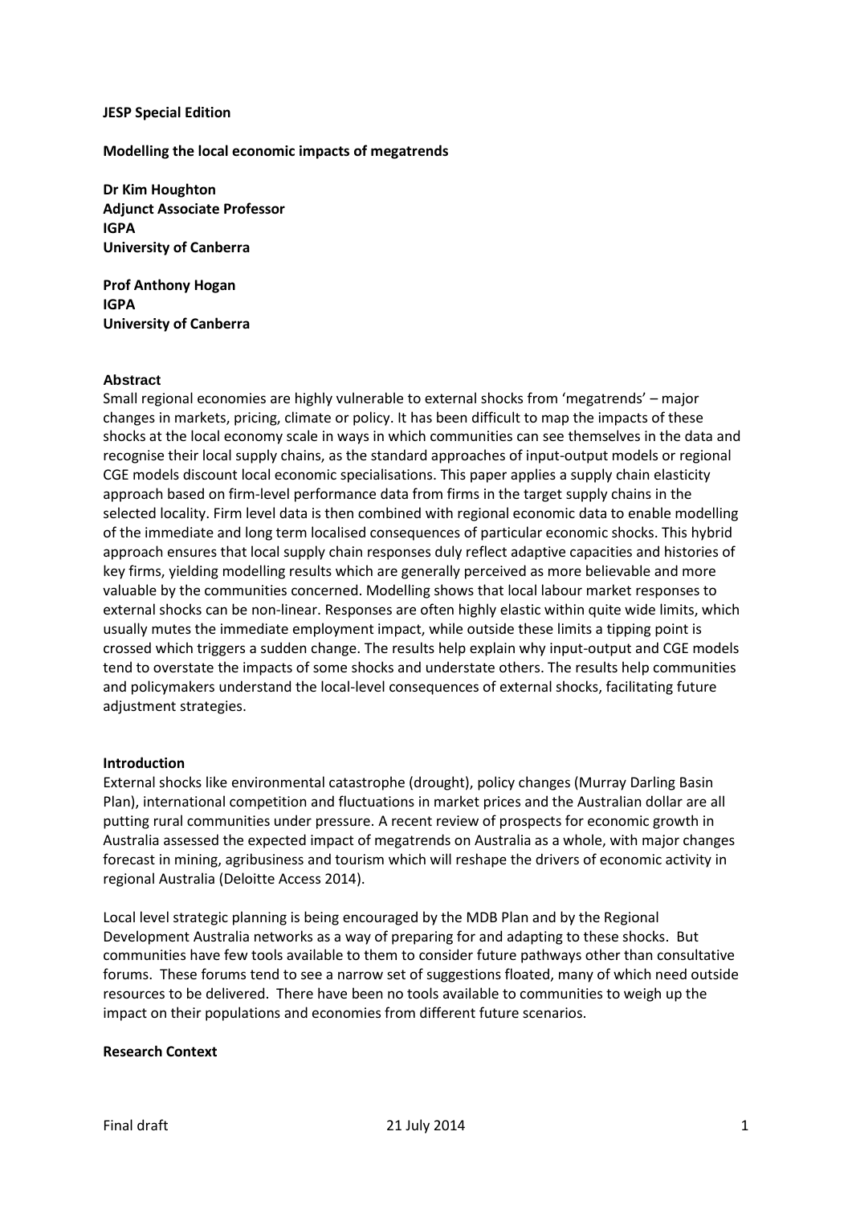**JESP Special Edition**

# Modelling the local economic impacts of megatrends

**Dr Kim Houghton**
**Adjunct Associate Professor**
**IGPA**
**University of Canberra**

**Prof Anthony Hogan**
**IGPA**
**University of Canberra**

## Abstract

Small regional economies are highly vulnerable to external shocks from 'megatrends' – major changes in markets, pricing, climate or policy. It has been difficult to map the impacts of these shocks at the local economy scale in ways in which communities can see themselves in the data and recognise their local supply chains, as the standard approaches of input-output models or regional CGE models discount local economic specialisations. This paper applies a supply chain elasticity approach based on firm-level performance data from firms in the target supply chains in the selected locality. Firm level data is then combined with regional economic data to enable modelling of the immediate and long term localised consequences of particular economic shocks. This hybrid approach ensures that local supply chain responses duly reflect adaptive capacities and histories of key firms, yielding modelling results which are generally perceived as more believable and more valuable by the communities concerned. Modelling shows that local labour market responses to external shocks can be non-linear. Responses are often highly elastic within quite wide limits, which usually mutes the immediate employment impact, while outside these limits a tipping point is crossed which triggers a sudden change. The results help explain why input-output and CGE models tend to overstate the impacts of some shocks and understate others. The results help communities and policymakers understand the local-level consequences of external shocks, facilitating future adjustment strategies.

## Introduction

External shocks like environmental catastrophe (drought), policy changes (Murray Darling Basin Plan), international competition and fluctuations in market prices and the Australian dollar are all putting rural communities under pressure. A recent review of prospects for economic growth in Australia assessed the expected impact of megatrends on Australia as a whole, with major changes forecast in mining, agribusiness and tourism which will reshape the drivers of economic activity in regional Australia (Deloitte Access 2014).

Local level strategic planning is being encouraged by the MDB Plan and by the Regional Development Australia networks as a way of preparing for and adapting to these shocks. But communities have few tools available to them to consider future pathways other than consultative forums. These forums tend to see a narrow set of suggestions floated, many of which need outside resources to be delivered. There have been no tools available to communities to weigh up the impact on their populations and economies from different future scenarios.

## Research Context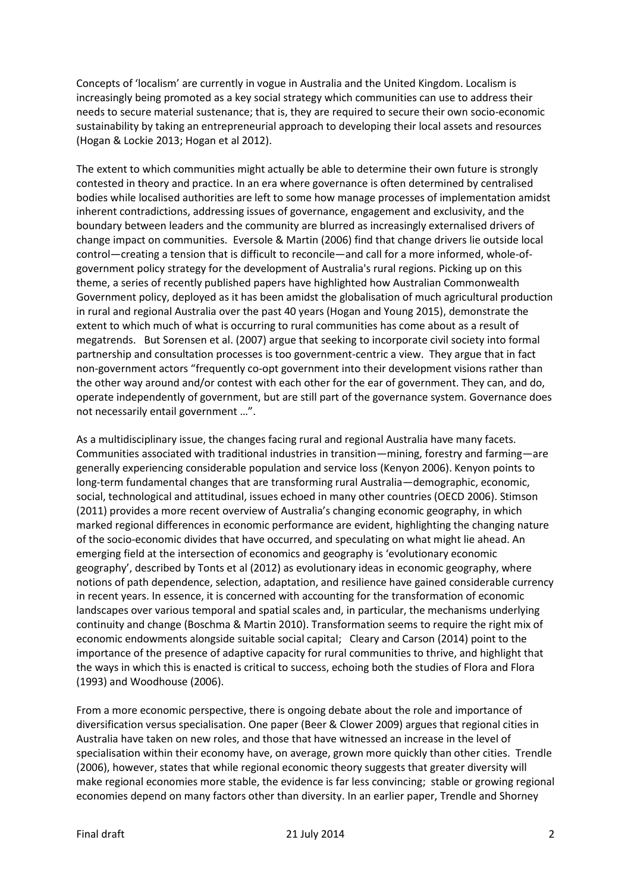Concepts of 'localism' are currently in vogue in Australia and the United Kingdom. Localism is increasingly being promoted as a key social strategy which communities can use to address their needs to secure material sustenance; that is, they are required to secure their own socio-economic sustainability by taking an entrepreneurial approach to developing their local assets and resources (Hogan & Lockie 2013; Hogan et al 2012).

The extent to which communities might actually be able to determine their own future is strongly contested in theory and practice. In an era where governance is often determined by centralised bodies while localised authorities are left to some how manage processes of implementation amidst inherent contradictions, addressing issues of governance, engagement and exclusivity, and the boundary between leaders and the community are blurred as increasingly externalised drivers of change impact on communities. Eversole & Martin (2006) find that change drivers lie outside local control—creating a tension that is difficult to reconcile—and call for a more informed, whole-of-government policy strategy for the development of Australia's rural regions. Picking up on this theme, a series of recently published papers have highlighted how Australian Commonwealth Government policy, deployed as it has been amidst the globalisation of much agricultural production in rural and regional Australia over the past 40 years (Hogan and Young 2015), demonstrate the extent to which much of what is occurring to rural communities has come about as a result of megatrends. But Sorensen et al. (2007) argue that seeking to incorporate civil society into formal partnership and consultation processes is too government-centric a view. They argue that in fact non-government actors "frequently co-opt government into their development visions rather than the other way around and/or contest with each other for the ear of government. They can, and do, operate independently of government, but are still part of the governance system. Governance does not necessarily entail government …".

As a multidisciplinary issue, the changes facing rural and regional Australia have many facets. Communities associated with traditional industries in transition—mining, forestry and farming—are generally experiencing considerable population and service loss (Kenyon 2006). Kenyon points to long-term fundamental changes that are transforming rural Australia—demographic, economic, social, technological and attitudinal, issues echoed in many other countries (OECD 2006). Stimson (2011) provides a more recent overview of Australia's changing economic geography, in which marked regional differences in economic performance are evident, highlighting the changing nature of the socio-economic divides that have occurred, and speculating on what might lie ahead. An emerging field at the intersection of economics and geography is 'evolutionary economic geography', described by Tonts et al (2012) as evolutionary ideas in economic geography, where notions of path dependence, selection, adaptation, and resilience have gained considerable currency in recent years. In essence, it is concerned with accounting for the transformation of economic landscapes over various temporal and spatial scales and, in particular, the mechanisms underlying continuity and change (Boschma & Martin 2010). Transformation seems to require the right mix of economic endowments alongside suitable social capital; Cleary and Carson (2014) point to the importance of the presence of adaptive capacity for rural communities to thrive, and highlight that the ways in which this is enacted is critical to success, echoing both the studies of Flora and Flora (1993) and Woodhouse (2006).

From a more economic perspective, there is ongoing debate about the role and importance of diversification versus specialisation. One paper (Beer & Clower 2009) argues that regional cities in Australia have taken on new roles, and those that have witnessed an increase in the level of specialisation within their economy have, on average, grown more quickly than other cities. Trendle (2006), however, states that while regional economic theory suggests that greater diversity will make regional economies more stable, the evidence is far less convincing; stable or growing regional economies depend on many factors other than diversity. In an earlier paper, Trendle and Shorney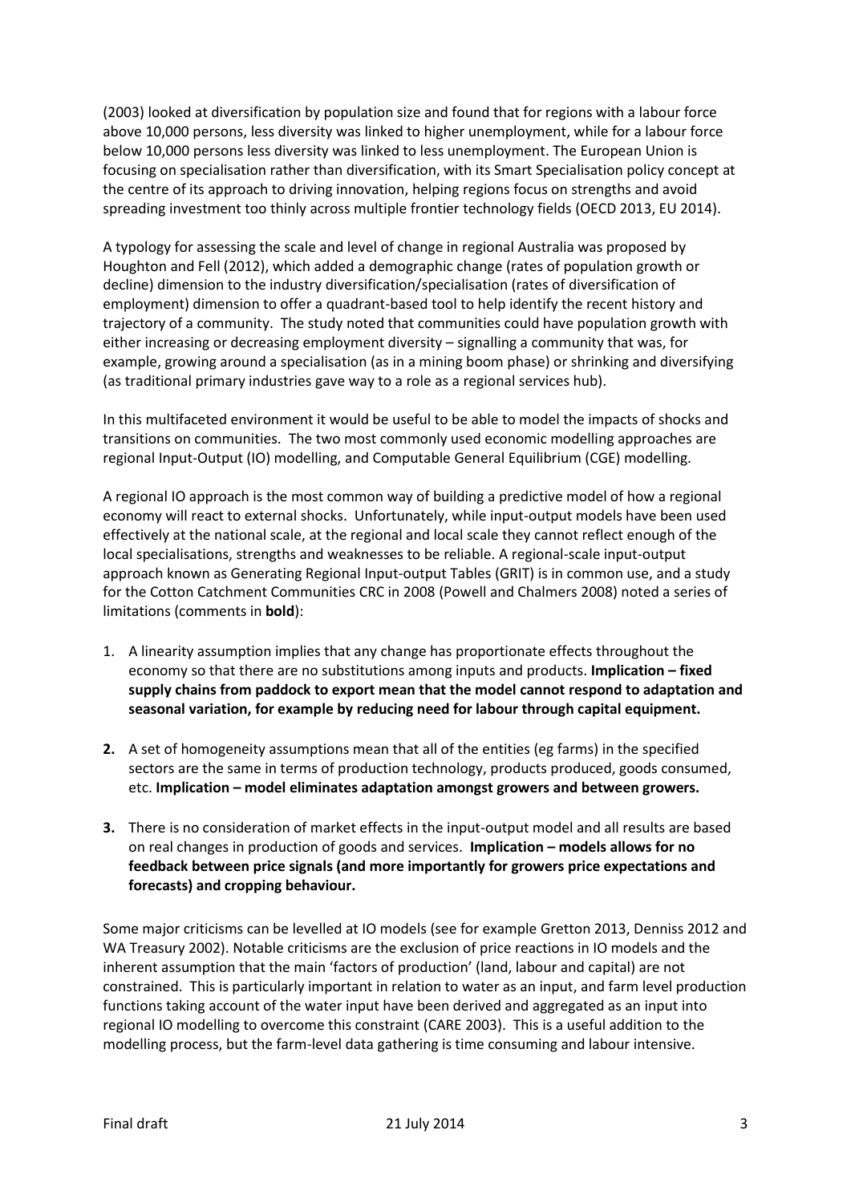(2003) looked at diversification by population size and found that for regions with a labour force above 10,000 persons, less diversity was linked to higher unemployment, while for a labour force below 10,000 persons less diversity was linked to less unemployment. The European Union is focusing on specialisation rather than diversification, with its Smart Specialisation policy concept at the centre of its approach to driving innovation, helping regions focus on strengths and avoid spreading investment too thinly across multiple frontier technology fields (OECD 2013, EU 2014).

A typology for assessing the scale and level of change in regional Australia was proposed by Houghton and Fell (2012), which added a demographic change (rates of population growth or decline) dimension to the industry diversification/specialisation (rates of diversification of employment) dimension to offer a quadrant-based tool to help identify the recent history and trajectory of a community. The study noted that communities could have population growth with either increasing or decreasing employment diversity – signalling a community that was, for example, growing around a specialisation (as in a mining boom phase) or shrinking and diversifying (as traditional primary industries gave way to a role as a regional services hub).

In this multifaceted environment it would be useful to be able to model the impacts of shocks and transitions on communities. The two most commonly used economic modelling approaches are regional Input-Output (IO) modelling, and Computable General Equilibrium (CGE) modelling.

A regional IO approach is the most common way of building a predictive model of how a regional economy will react to external shocks. Unfortunately, while input-output models have been used effectively at the national scale, at the regional and local scale they cannot reflect enough of the local specialisations, strengths and weaknesses to be reliable. A regional-scale input-output approach known as Generating Regional Input-output Tables (GRIT) is in common use, and a study for the Cotton Catchment Communities CRC in 2008 (Powell and Chalmers 2008) noted a series of limitations (comments in **bold**):

1. A linearity assumption implies that any change has proportionate effects throughout the economy so that there are no substitutions among inputs and products. **Implication – fixed supply chains from paddock to export mean that the model cannot respond to adaptation and seasonal variation, for example by reducing need for labour through capital equipment.**

2. A set of homogeneity assumptions mean that all of the entities (eg farms) in the specified sectors are the same in terms of production technology, products produced, goods consumed, etc. **Implication – model eliminates adaptation amongst growers and between growers.**

3. There is no consideration of market effects in the input-output model and all results are based on real changes in production of goods and services. **Implication – models allows for no feedback between price signals (and more importantly for growers price expectations and forecasts) and cropping behaviour.**

Some major criticisms can be levelled at IO models (see for example Gretton 2013, Denniss 2012 and WA Treasury 2002). Notable criticisms are the exclusion of price reactions in IO models and the inherent assumption that the main 'factors of production' (land, labour and capital) are not constrained. This is particularly important in relation to water as an input, and farm level production functions taking account of the water input have been derived and aggregated as an input into regional IO modelling to overcome this constraint (CARE 2003). This is a useful addition to the modelling process, but the farm-level data gathering is time consuming and labour intensive.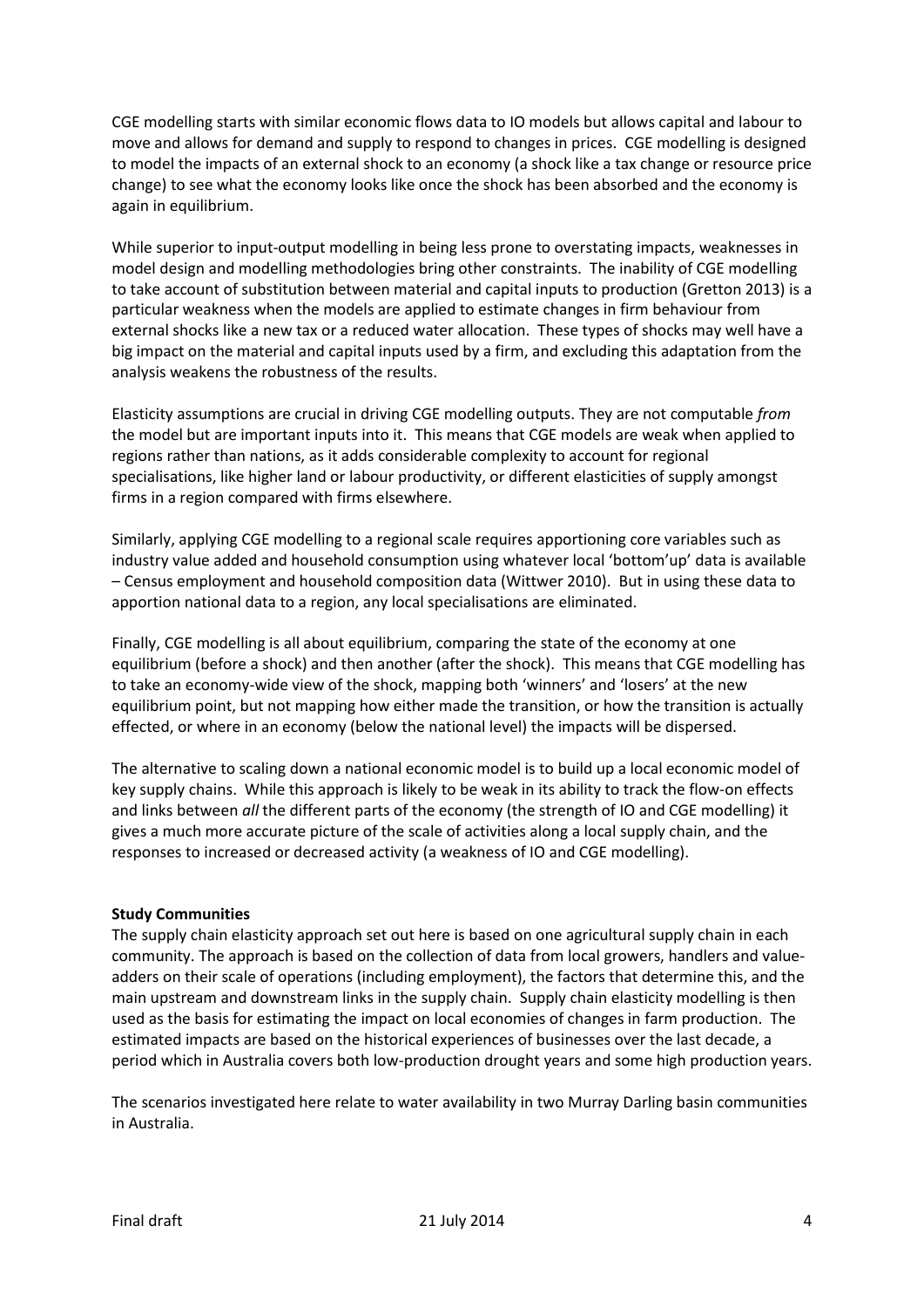CGE modelling starts with similar economic flows data to IO models but allows capital and labour to move and allows for demand and supply to respond to changes in prices. CGE modelling is designed to model the impacts of an external shock to an economy (a shock like a tax change or resource price change) to see what the economy looks like once the shock has been absorbed and the economy is again in equilibrium.

While superior to input-output modelling in being less prone to overstating impacts, weaknesses in model design and modelling methodologies bring other constraints. The inability of CGE modelling to take account of substitution between material and capital inputs to production (Gretton 2013) is a particular weakness when the models are applied to estimate changes in firm behaviour from external shocks like a new tax or a reduced water allocation. These types of shocks may well have a big impact on the material and capital inputs used by a firm, and excluding this adaptation from the analysis weakens the robustness of the results.

Elasticity assumptions are crucial in driving CGE modelling outputs. They are not computable *from* the model but are important inputs into it. This means that CGE models are weak when applied to regions rather than nations, as it adds considerable complexity to account for regional specialisations, like higher land or labour productivity, or different elasticities of supply amongst firms in a region compared with firms elsewhere.

Similarly, applying CGE modelling to a regional scale requires apportioning core variables such as industry value added and household consumption using whatever local 'bottom'up' data is available – Census employment and household composition data (Wittwer 2010). But in using these data to apportion national data to a region, any local specialisations are eliminated.

Finally, CGE modelling is all about equilibrium, comparing the state of the economy at one equilibrium (before a shock) and then another (after the shock). This means that CGE modelling has to take an economy-wide view of the shock, mapping both 'winners' and 'losers' at the new equilibrium point, but not mapping how either made the transition, or how the transition is actually effected, or where in an economy (below the national level) the impacts will be dispersed.

The alternative to scaling down a national economic model is to build up a local economic model of key supply chains. While this approach is likely to be weak in its ability to track the flow-on effects and links between *all* the different parts of the economy (the strength of IO and CGE modelling) it gives a much more accurate picture of the scale of activities along a local supply chain, and the responses to increased or decreased activity (a weakness of IO and CGE modelling).

**Study Communities**

The supply chain elasticity approach set out here is based on one agricultural supply chain in each community. The approach is based on the collection of data from local growers, handlers and value-adders on their scale of operations (including employment), the factors that determine this, and the main upstream and downstream links in the supply chain. Supply chain elasticity modelling is then used as the basis for estimating the impact on local economies of changes in farm production. The estimated impacts are based on the historical experiences of businesses over the last decade, a period which in Australia covers both low-production drought years and some high production years.

The scenarios investigated here relate to water availability in two Murray Darling basin communities in Australia.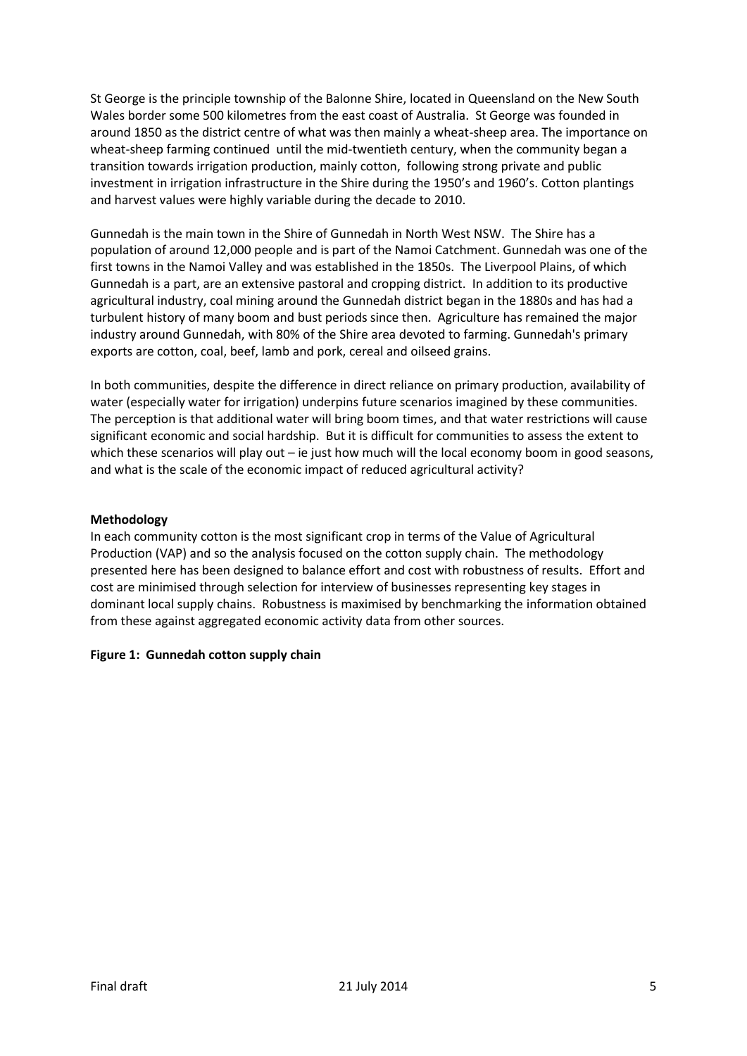St George is the principle township of the Balonne Shire, located in Queensland on the New South Wales border some 500 kilometres from the east coast of Australia. St George was founded in around 1850 as the district centre of what was then mainly a wheat-sheep area. The importance on wheat-sheep farming continued until the mid-twentieth century, when the community began a transition towards irrigation production, mainly cotton, following strong private and public investment in irrigation infrastructure in the Shire during the 1950's and 1960's. Cotton plantings and harvest values were highly variable during the decade to 2010.

Gunnedah is the main town in the Shire of Gunnedah in North West NSW. The Shire has a population of around 12,000 people and is part of the Namoi Catchment. Gunnedah was one of the first towns in the Namoi Valley and was established in the 1850s. The Liverpool Plains, of which Gunnedah is a part, are an extensive pastoral and cropping district. In addition to its productive agricultural industry, coal mining around the Gunnedah district began in the 1880s and has had a turbulent history of many boom and bust periods since then. Agriculture has remained the major industry around Gunnedah, with 80% of the Shire area devoted to farming. Gunnedah's primary exports are cotton, coal, beef, lamb and pork, cereal and oilseed grains.

In both communities, despite the difference in direct reliance on primary production, availability of water (especially water for irrigation) underpins future scenarios imagined by these communities. The perception is that additional water will bring boom times, and that water restrictions will cause significant economic and social hardship. But it is difficult for communities to assess the extent to which these scenarios will play out – ie just how much will the local economy boom in good seasons, and what is the scale of the economic impact of reduced agricultural activity?

**Methodology**

In each community cotton is the most significant crop in terms of the Value of Agricultural Production (VAP) and so the analysis focused on the cotton supply chain. The methodology presented here has been designed to balance effort and cost with robustness of results. Effort and cost are minimised through selection for interview of businesses representing key stages in dominant local supply chains. Robustness is maximised by benchmarking the information obtained from these against aggregated economic activity data from other sources.

**Figure 1: Gunnedah cotton supply chain**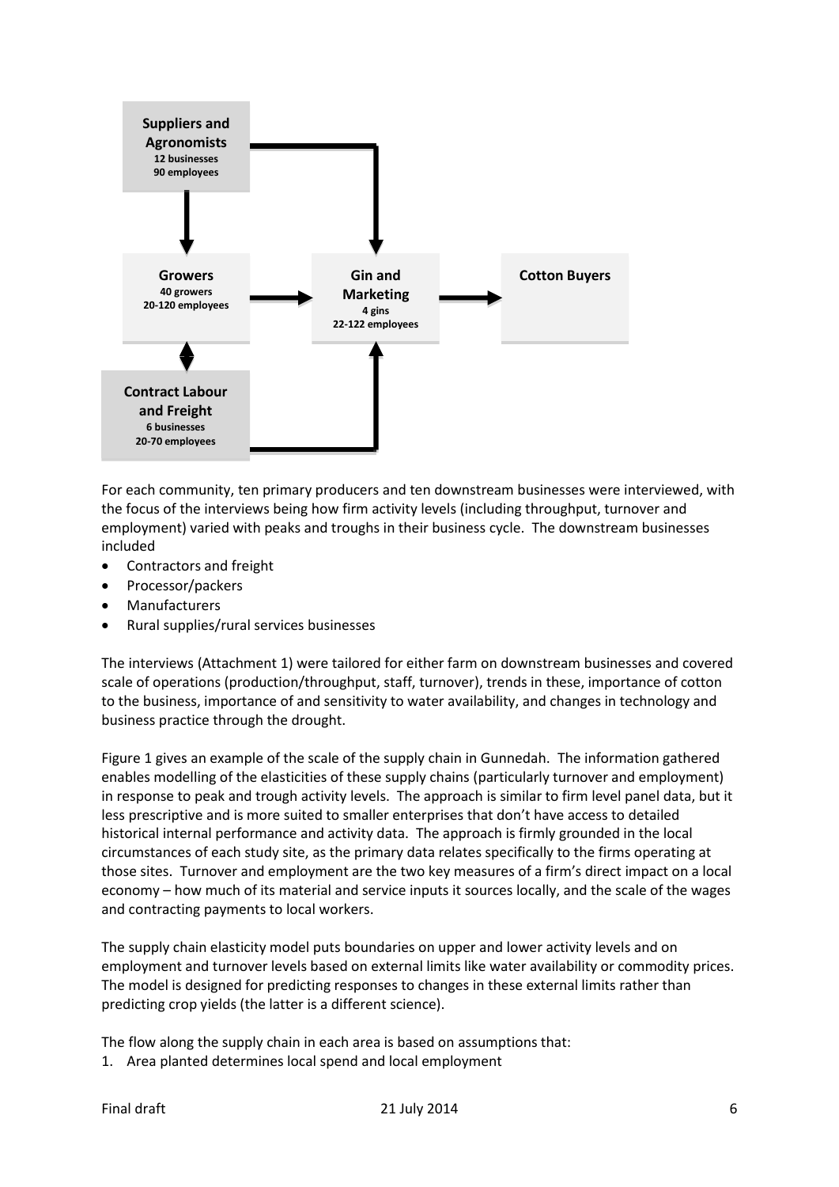**Suppliers and Agronomists**
12 businesses
90 employees

**Growers**
40 growers
20-120 employees

**Gin and Marketing**
4 gins
22-122 employees

**Cotton Buyers**

**Contract Labour and Freight**
6 businesses
20-70 employees

For each community, ten primary producers and ten downstream businesses were interviewed, with the focus of the interviews being how firm activity levels (including throughput, turnover and employment) varied with peaks and troughs in their business cycle. The downstream businesses included

- Contractors and freight
- Processor/packers
- Manufacturers
- Rural supplies/rural services businesses

The interviews (Attachment 1) were tailored for either farm on downstream businesses and covered scale of operations (production/throughput, staff, turnover), trends in these, importance of cotton to the business, importance of and sensitivity to water availability, and changes in technology and business practice through the drought.

Figure 1 gives an example of the scale of the supply chain in Gunnedah. The information gathered enables modelling of the elasticities of these supply chains (particularly turnover and employment) in response to peak and trough activity levels. The approach is similar to firm level panel data, but it less prescriptive and is more suited to smaller enterprises that don't have access to detailed historical internal performance and activity data. The approach is firmly grounded in the local circumstances of each study site, as the primary data relates specifically to the firms operating at those sites. Turnover and employment are the two key measures of a firm's direct impact on a local economy – how much of its material and service inputs it sources locally, and the scale of the wages and contracting payments to local workers.

The supply chain elasticity model puts boundaries on upper and lower activity levels and on employment and turnover levels based on external limits like water availability or commodity prices. The model is designed for predicting responses to changes in these external limits rather than predicting crop yields (the latter is a different science).

The flow along the supply chain in each area is based on assumptions that:

1. Area planted determines local spend and local employment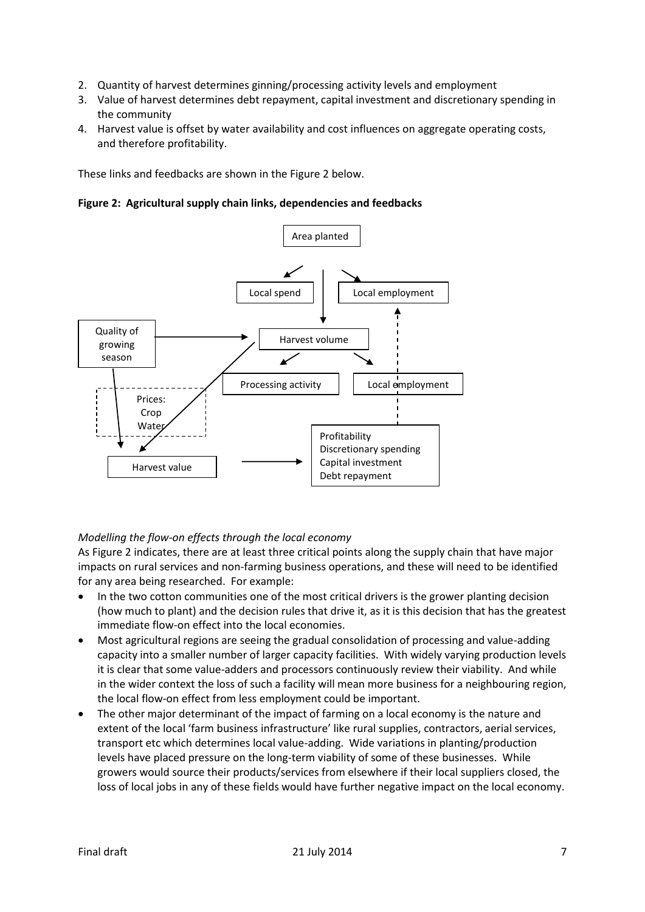2. Quantity of harvest determines ginning/processing activity levels and employment
3. Value of harvest determines debt repayment, capital investment and discretionary spending in the community
4. Harvest value is offset by water availability and cost influences on aggregate operating costs, and therefore profitability.

These links and feedbacks are shown in the Figure 2 below.

**Figure 2: Agricultural supply chain links, dependencies and feedbacks**

Area planted

Local spend

Local employment

Quality of growing season

Harvest volume

Processing activity

Local employment

Prices: Crop Water

Harvest value

Profitability
Discretionary spending
Capital investment
Debt repayment

*Modelling the flow-on effects through the local economy*

As Figure 2 indicates, there are at least three critical points along the supply chain that have major impacts on rural services and non-farming business operations, and these will need to be identified for any area being researched. For example:

- In the two cotton communities one of the most critical drivers is the grower planting decision (how much to plant) and the decision rules that drive it, as it is this decision that has the greatest immediate flow-on effect into the local economies.
- Most agricultural regions are seeing the gradual consolidation of processing and value-adding capacity into a smaller number of larger capacity facilities. With widely varying production levels it is clear that some value-adders and processors continuously review their viability. And while in the wider context the loss of such a facility will mean more business for a neighbouring region, the local flow-on effect from less employment could be important.
- The other major determinant of the impact of farming on a local economy is the nature and extent of the local 'farm business infrastructure' like rural supplies, contractors, aerial services, transport etc which determines local value-adding. Wide variations in planting/production levels have placed pressure on the long-term viability of some of these businesses. While growers would source their products/services from elsewhere if their local suppliers closed, the loss of local jobs in any of these fields would have further negative impact on the local economy.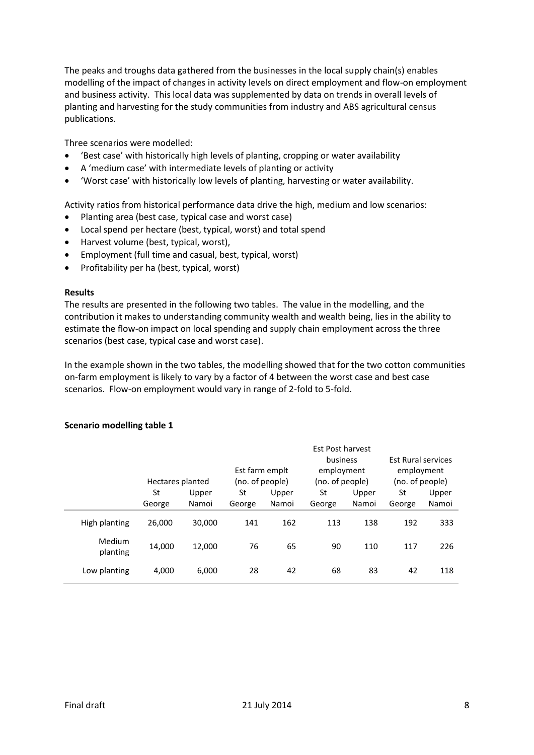The peaks and troughs data gathered from the businesses in the local supply chain(s) enables modelling of the impact of changes in activity levels on direct employment and flow-on employment and business activity. This local data was supplemented by data on trends in overall levels of planting and harvesting for the study communities from industry and ABS agricultural census publications.

Three scenarios were modelled:

- 'Best case' with historically high levels of planting, cropping or water availability
- A 'medium case' with intermediate levels of planting or activity
- 'Worst case' with historically low levels of planting, harvesting or water availability.

Activity ratios from historical performance data drive the high, medium and low scenarios:

- Planting area (best case, typical case and worst case)
- Local spend per hectare (best, typical, worst) and total spend
- Harvest volume (best, typical, worst),
- Employment (full time and casual, best, typical, worst)
- Profitability per ha (best, typical, worst)

**Results**

The results are presented in the following two tables. The value in the modelling, and the contribution it makes to understanding community wealth and wealth being, lies in the ability to estimate the flow-on impact on local spending and supply chain employment across the three scenarios (best case, typical case and worst case).

In the example shown in the two tables, the modelling showed that for the two cotton communities on-farm employment is likely to vary by a factor of 4 between the worst case and best case scenarios. Flow-on employment would vary in range of 2-fold to 5-fold.

**Scenario modelling table 1**

| | Hectares planted | | Est farm emplt (no. of people) | | Est Post harvest business employment (no. of people) | | Est Rural services employment (no. of people) | |
|---|---|---|---|---|---|---|---|---|
| | St George | Upper Namoi | St George | Upper Namoi | St George | Upper Namoi | St George | Upper Namoi |
| High planting | 26,000 | 30,000 | 141 | 162 | 113 | 138 | 192 | 333 |
| Medium planting | 14,000 | 12,000 | 76 | 65 | 90 | 110 | 117 | 226 |
| Low planting | 4,000 | 6,000 | 28 | 42 | 68 | 83 | 42 | 118 |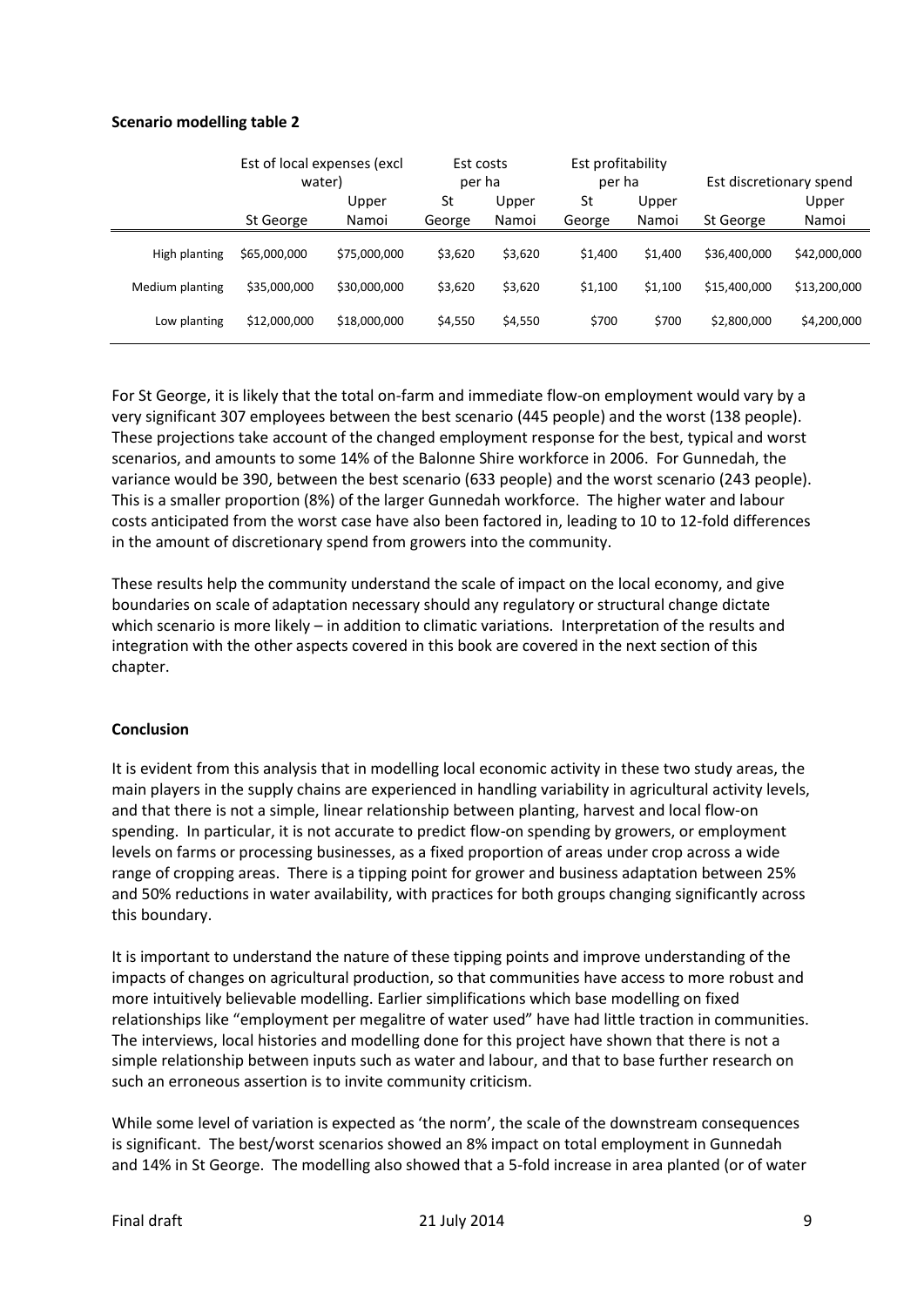**Scenario modelling table 2**

| | Est of local expenses (excl water) | | Est costs per ha | | Est profitability per ha | | Est discretionary spend | |
|---|---|---|---|---|---|---|---|---|
| | St George | Upper Namoi | St George | Upper Namoi | St George | Upper Namoi | St George | Upper Namoi |
| High planting | $65,000,000 | $75,000,000 | $3,620 | $3,620 | $1,400 | $1,400 | $36,400,000 | $42,000,000 |
| Medium planting | $35,000,000 | $30,000,000 | $3,620 | $3,620 | $1,100 | $1,100 | $15,400,000 | $13,200,000 |
| Low planting | $12,000,000 | $18,000,000 | $4,550 | $4,550 | $700 | $700 | $2,800,000 | $4,200,000 |

For St George, it is likely that the total on-farm and immediate flow-on employment would vary by a very significant 307 employees between the best scenario (445 people) and the worst (138 people). These projections take account of the changed employment response for the best, typical and worst scenarios, and amounts to some 14% of the Balonne Shire workforce in 2006. For Gunnedah, the variance would be 390, between the best scenario (633 people) and the worst scenario (243 people). This is a smaller proportion (8%) of the larger Gunnedah workforce. The higher water and labour costs anticipated from the worst case have also been factored in, leading to 10 to 12-fold differences in the amount of discretionary spend from growers into the community.

These results help the community understand the scale of impact on the local economy, and give boundaries on scale of adaptation necessary should any regulatory or structural change dictate which scenario is more likely – in addition to climatic variations. Interpretation of the results and integration with the other aspects covered in this book are covered in the next section of this chapter.

**Conclusion**

It is evident from this analysis that in modelling local economic activity in these two study areas, the main players in the supply chains are experienced in handling variability in agricultural activity levels, and that there is not a simple, linear relationship between planting, harvest and local flow-on spending. In particular, it is not accurate to predict flow-on spending by growers, or employment levels on farms or processing businesses, as a fixed proportion of areas under crop across a wide range of cropping areas. There is a tipping point for grower and business adaptation between 25% and 50% reductions in water availability, with practices for both groups changing significantly across this boundary.

It is important to understand the nature of these tipping points and improve understanding of the impacts of changes on agricultural production, so that communities have access to more robust and more intuitively believable modelling. Earlier simplifications which base modelling on fixed relationships like "employment per megalitre of water used" have had little traction in communities. The interviews, local histories and modelling done for this project have shown that there is not a simple relationship between inputs such as water and labour, and that to base further research on such an erroneous assertion is to invite community criticism.

While some level of variation is expected as 'the norm', the scale of the downstream consequences is significant. The best/worst scenarios showed an 8% impact on total employment in Gunnedah and 14% in St George. The modelling also showed that a 5-fold increase in area planted (or of water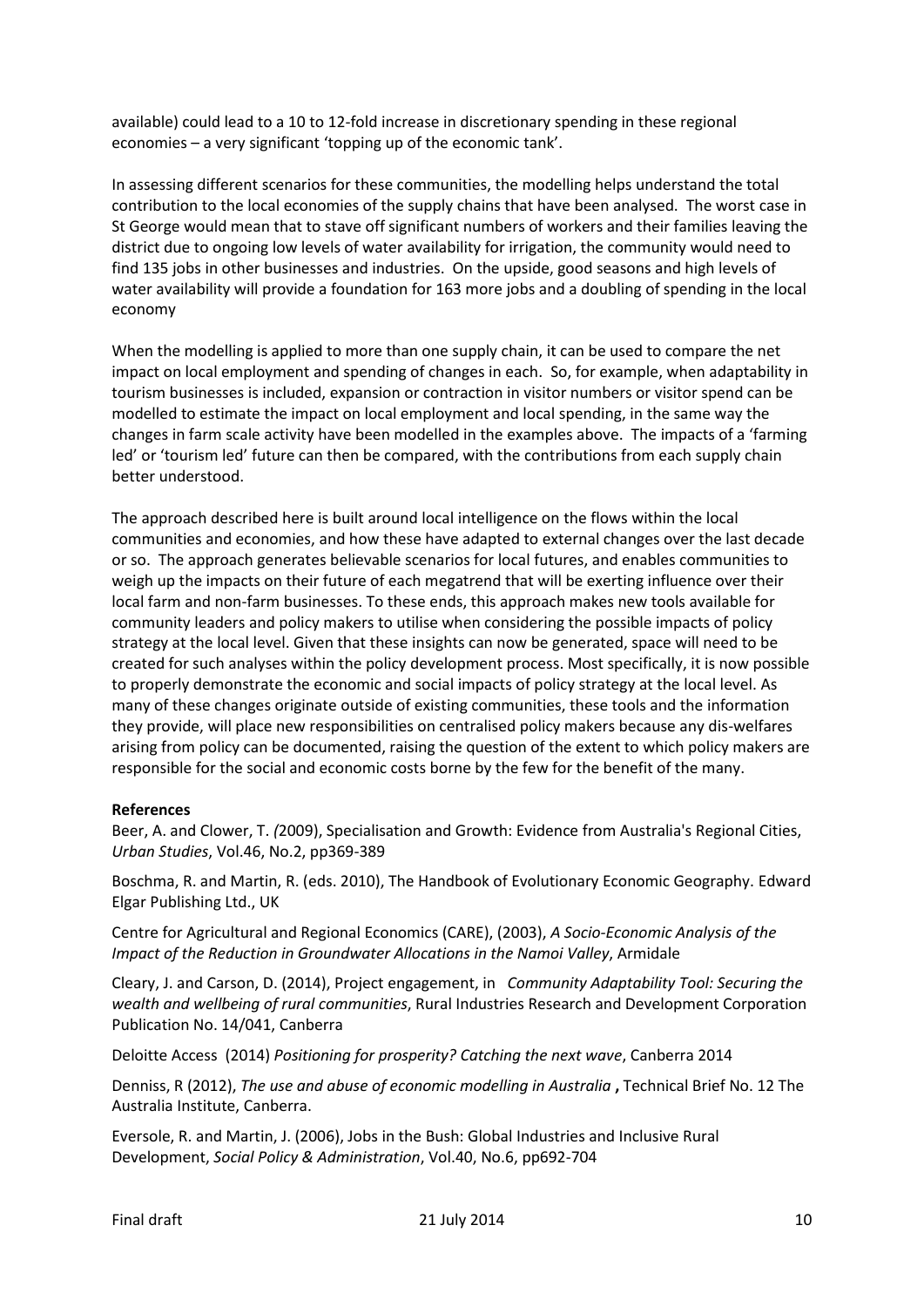available) could lead to a 10 to 12-fold increase in discretionary spending in these regional economies – a very significant 'topping up of the economic tank'.

In assessing different scenarios for these communities, the modelling helps understand the total contribution to the local economies of the supply chains that have been analysed. The worst case in St George would mean that to stave off significant numbers of workers and their families leaving the district due to ongoing low levels of water availability for irrigation, the community would need to find 135 jobs in other businesses and industries. On the upside, good seasons and high levels of water availability will provide a foundation for 163 more jobs and a doubling of spending in the local economy

When the modelling is applied to more than one supply chain, it can be used to compare the net impact on local employment and spending of changes in each. So, for example, when adaptability in tourism businesses is included, expansion or contraction in visitor numbers or visitor spend can be modelled to estimate the impact on local employment and local spending, in the same way the changes in farm scale activity have been modelled in the examples above. The impacts of a 'farming led' or 'tourism led' future can then be compared, with the contributions from each supply chain better understood.

The approach described here is built around local intelligence on the flows within the local communities and economies, and how these have adapted to external changes over the last decade or so. The approach generates believable scenarios for local futures, and enables communities to weigh up the impacts on their future of each megatrend that will be exerting influence over their local farm and non-farm businesses. To these ends, this approach makes new tools available for community leaders and policy makers to utilise when considering the possible impacts of policy strategy at the local level. Given that these insights can now be generated, space will need to be created for such analyses within the policy development process. Most specifically, it is now possible to properly demonstrate the economic and social impacts of policy strategy at the local level. As many of these changes originate outside of existing communities, these tools and the information they provide, will place new responsibilities on centralised policy makers because any dis-welfares arising from policy can be documented, raising the question of the extent to which policy makers are responsible for the social and economic costs borne by the few for the benefit of the many.

**References**

Beer, A. and Clower, T. *(*2009), Specialisation and Growth: Evidence from Australia's Regional Cities, *Urban Studies*, Vol.46, No.2, pp369-389

Boschma, R. and Martin, R. (eds. 2010), The Handbook of Evolutionary Economic Geography. Edward Elgar Publishing Ltd., UK

Centre for Agricultural and Regional Economics (CARE), (2003), *A Socio-Economic Analysis of the Impact of the Reduction in Groundwater Allocations in the Namoi Valley*, Armidale

Cleary, J. and Carson, D. (2014), Project engagement, in *Community Adaptability Tool: Securing the wealth and wellbeing of rural communities*, Rural Industries Research and Development Corporation Publication No. 14/041, Canberra

Deloitte Access (2014) *Positioning for prosperity? Catching the next wave*, Canberra 2014

Denniss, R (2012), *The use and abuse of economic modelling in Australia* **,** Technical Brief No. 12 The Australia Institute, Canberra.

Eversole, R. and Martin, J. (2006), Jobs in the Bush: Global Industries and Inclusive Rural Development, *Social Policy & Administration*, Vol.40, No.6, pp692-704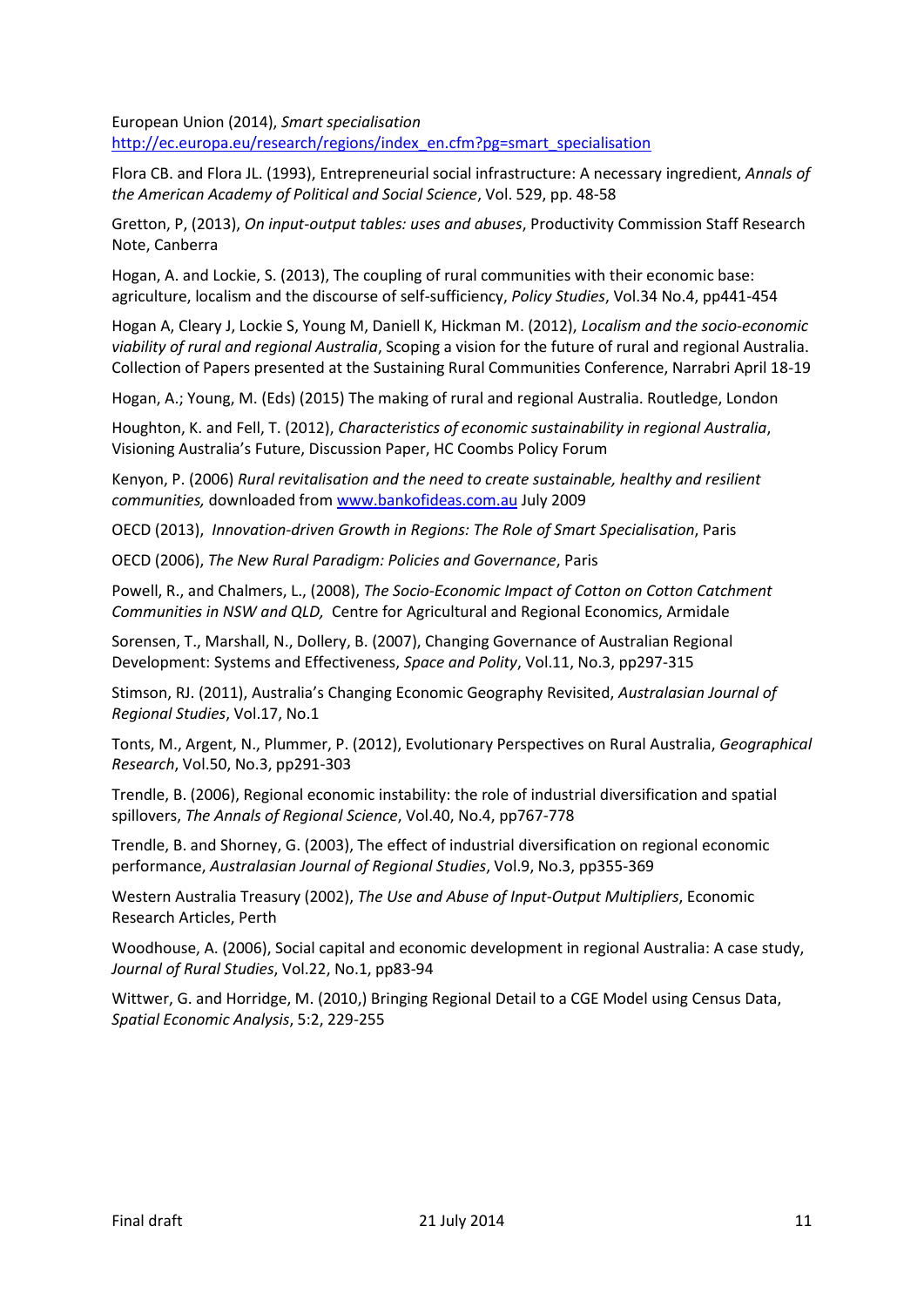European Union (2014), *Smart specialisation* http://ec.europa.eu/research/regions/index_en.cfm?pg=smart_specialisation

Flora CB. and Flora JL. (1993), Entrepreneurial social infrastructure: A necessary ingredient, *Annals of the American Academy of Political and Social Science*, Vol. 529, pp. 48-58

Gretton, P, (2013), *On input-output tables: uses and abuses*, Productivity Commission Staff Research Note, Canberra

Hogan, A. and Lockie, S. (2013), The coupling of rural communities with their economic base: agriculture, localism and the discourse of self-sufficiency, *Policy Studies*, Vol.34 No.4, pp441-454

Hogan A, Cleary J, Lockie S, Young M, Daniell K, Hickman M. (2012), *Localism and the socio-economic viability of rural and regional Australia*, Scoping a vision for the future of rural and regional Australia. Collection of Papers presented at the Sustaining Rural Communities Conference, Narrabri April 18-19

Hogan, A.; Young, M. (Eds) (2015) The making of rural and regional Australia. Routledge, London

Houghton, K. and Fell, T. (2012), *Characteristics of economic sustainability in regional Australia*, Visioning Australia's Future, Discussion Paper, HC Coombs Policy Forum

Kenyon, P. (2006) *Rural revitalisation and the need to create sustainable, healthy and resilient communities,* downloaded from www.bankofideas.com.au July 2009

OECD (2013), *Innovation-driven Growth in Regions: The Role of Smart Specialisation*, Paris

OECD (2006), *The New Rural Paradigm: Policies and Governance*, Paris

Powell, R., and Chalmers, L., (2008), *The Socio-Economic Impact of Cotton on Cotton Catchment Communities in NSW and QLD,* Centre for Agricultural and Regional Economics, Armidale

Sorensen, T., Marshall, N., Dollery, B. (2007), Changing Governance of Australian Regional Development: Systems and Effectiveness, *Space and Polity*, Vol.11, No.3, pp297-315

Stimson, RJ. (2011), Australia's Changing Economic Geography Revisited, *Australasian Journal of Regional Studies*, Vol.17, No.1

Tonts, M., Argent, N., Plummer, P. (2012), Evolutionary Perspectives on Rural Australia, *Geographical Research*, Vol.50, No.3, pp291-303

Trendle, B. (2006), Regional economic instability: the role of industrial diversification and spatial spillovers, *The Annals of Regional Science*, Vol.40, No.4, pp767-778

Trendle, B. and Shorney, G. (2003), The effect of industrial diversification on regional economic performance, *Australasian Journal of Regional Studies*, Vol.9, No.3, pp355-369

Western Australia Treasury (2002), *The Use and Abuse of Input-Output Multipliers*, Economic Research Articles, Perth

Woodhouse, A. (2006), Social capital and economic development in regional Australia: A case study, *Journal of Rural Studies*, Vol.22, No.1, pp83-94

Wittwer, G. and Horridge, M. (2010,) Bringing Regional Detail to a CGE Model using Census Data, *Spatial Economic Analysis*, 5:2, 229-255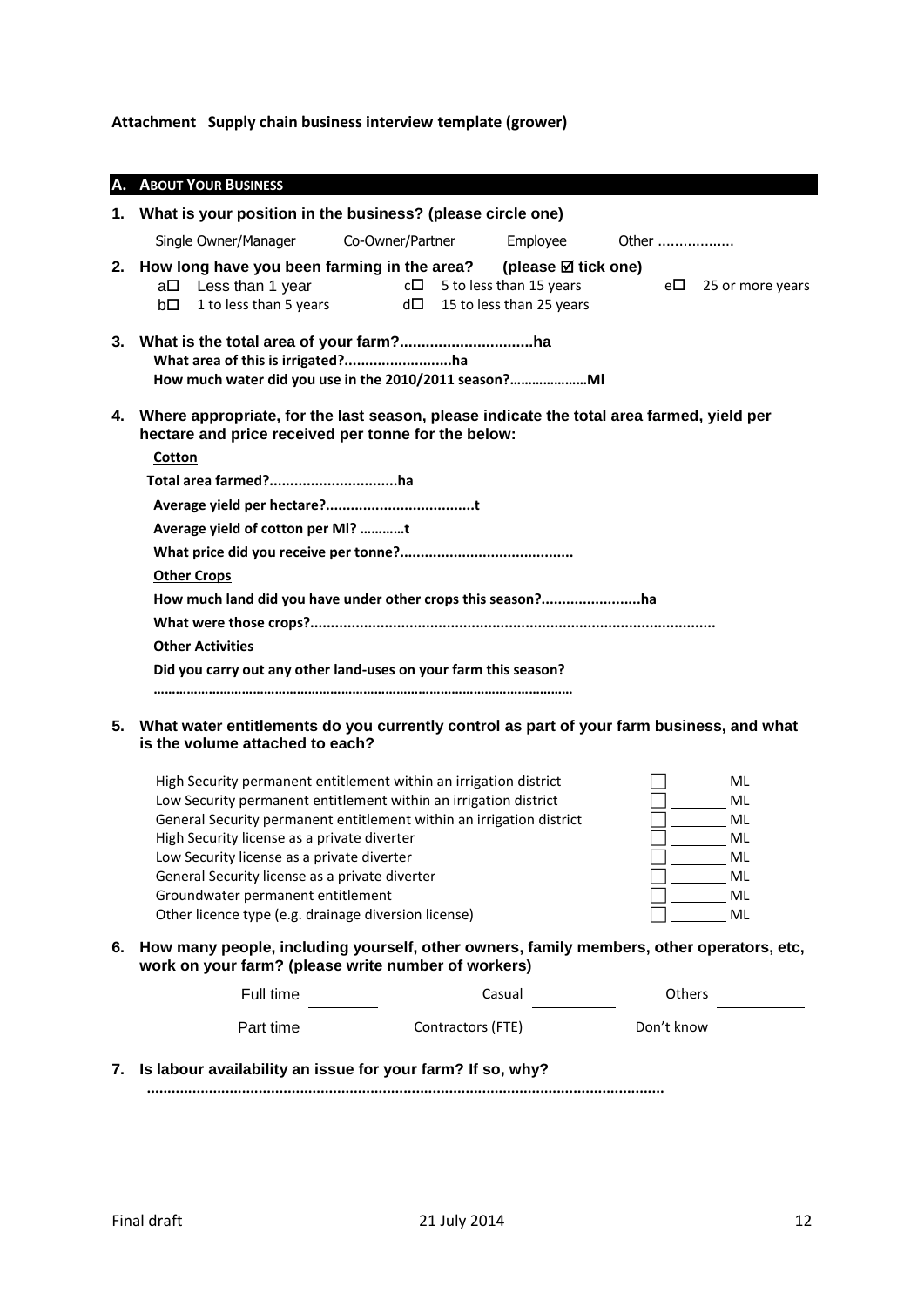**Attachment Supply chain business interview template (grower)**

## A. ABOUT YOUR BUSINESS

**1. What is your position in the business? (please circle one)**

Single Owner/Manager    Co-Owner/Partner    Employee    Other ..................

**2. How long have you been farming in the area? (please ☑ tick one)**

a☐ Less than 1 year
b☐ 1 to less than 5 years
c☐ 5 to less than 15 years
d☐ 15 to less than 25 years
e☐ 25 or more years

**3. What is the total area of your farm?...............................ha**

**What area of this is irrigated?..........................ha**

**How much water did you use in the 2010/2011 season?…………………Ml**

**4. Where appropriate, for the last season, please indicate the total area farmed, yield per hectare and price received per tonne for the below:**

**Cotton**

**Total area farmed?...............................ha**

**Average yield per hectare?...................................t**

**Average yield of cotton per Ml? …………t**

**What price did you receive per tonne?..........................................**

**Other Crops**

**How much land did you have under other crops this season?........................ha**

**What were those crops?................................................................................................**

**Other Activities**

**Did you carry out any other land-uses on your farm this season?**

**……………………………………………………………………………………………………**

**5. What water entitlements do you currently control as part of your farm business, and what is the volume attached to each?**

| | | |
|---|---|---|
| High Security permanent entitlement within an irrigation district | ☐ _______ | ML |
| Low Security permanent entitlement within an irrigation district | ☐ _______ | ML |
| General Security permanent entitlement within an irrigation district | ☐ _______ | ML |
| High Security license as a private diverter | ☐ _______ | ML |
| Low Security license as a private diverter | ☐ _______ | ML |
| General Security license as a private diverter | ☐ _______ | ML |
| Groundwater permanent entitlement | ☐ _______ | ML |
| Other licence type (e.g. drainage diversion license) | ☐ _______ | ML |

**6. How many people, including yourself, other owners, family members, other operators, etc, work on your farm? (please write number of workers)**

| | | | | | |
|---|---|---|---|---|---|
| Full time | _______ | Casual | _______ | Others | _______ |
| Part time | | Contractors (FTE) | | Don't know | |

**7. Is labour availability an issue for your farm? If so, why?**

..........................................................................................................................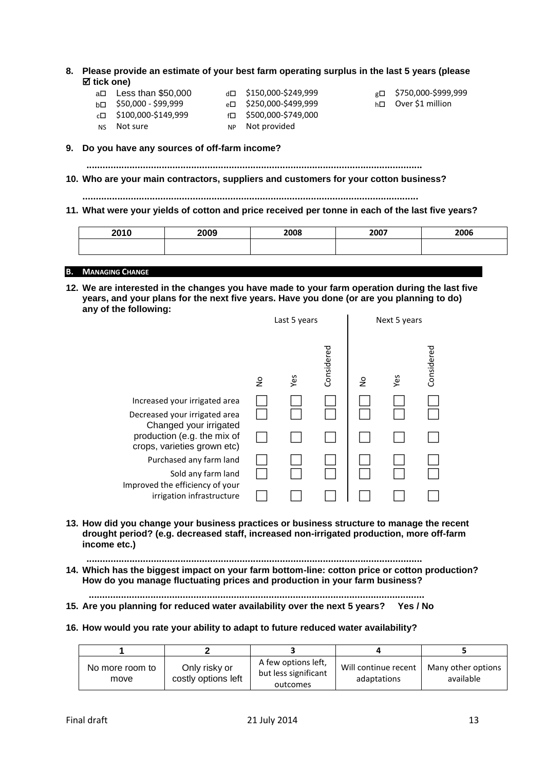**8. Please provide an estimate of your best farm operating surplus in the last 5 years (please ☑ tick one)**

- a☐ Less than $50,000
- b☐ $50,000 - $99,999
- c☐ $100,000-$149,999
- NS Not sure
- d☐ $150,000-$249,999
- e☐ $250,000-$499,999
- f☐ $500,000-$749,000
- NP Not provided
- g☐ $750,000-$999,999
- h☐ Over $1 million

**9. Do you have any sources of off-farm income?**

..........................................................................................................................

**10. Who are your main contractors, suppliers and customers for your cotton business?**

..........................................................................................................................

**11. What were your yields of cotton and price received per tonne in each of the last five years?**

| 2010 | 2009 | 2008 | 2007 | 2006 |
|---|---|---|---|---|
| | | | | |

## B. Managing Change

**12. We are interested in the changes you have made to your farm operation during the last five years, and your plans for the next five years. Have you done (or are you planning to do) any of the following:**

| | Last 5 years | | | Next 5 years | | |
|---|---|---|---|---|---|---|
| | No | Yes | Considered | No | Yes | Considered |
| Increased your irrigated area | ☐ | ☐ | ☐ | ☐ | ☐ | ☐ |
| Decreased your irrigated area | ☐ | ☐ | ☐ | ☐ | ☐ | ☐ |
| Changed your irrigated production (e.g. the mix of crops, varieties grown etc) | ☐ | ☐ | ☐ | ☐ | ☐ | ☐ |
| Purchased any farm land | ☐ | ☐ | ☐ | ☐ | ☐ | ☐ |
| Sold any farm land | ☐ | ☐ | ☐ | ☐ | ☐ | ☐ |
| Improved the efficiency of your irrigation infrastructure | ☐ | ☐ | ☐ | ☐ | ☐ | ☐ |

**13. How did you change your business practices or business structure to manage the recent drought period? (e.g. decreased staff, increased non-irrigated production, more off-farm income etc.)**

..........................................................................................................................

**14. Which has the biggest impact on your farm bottom-line: cotton price or cotton production? How do you manage fluctuating prices and production in your farm business?**

..........................................................................................................................

**15. Are you planning for reduced water availability over the next 5 years? Yes / No**

**16. How would you rate your ability to adapt to future reduced water availability?**

| 1 | 2 | 3 | 4 | 5 |
|---|---|---|---|---|
| No more room to move | Only risky or costly options left | A few options left, but less significant outcomes | Will continue recent adaptations | Many other options available |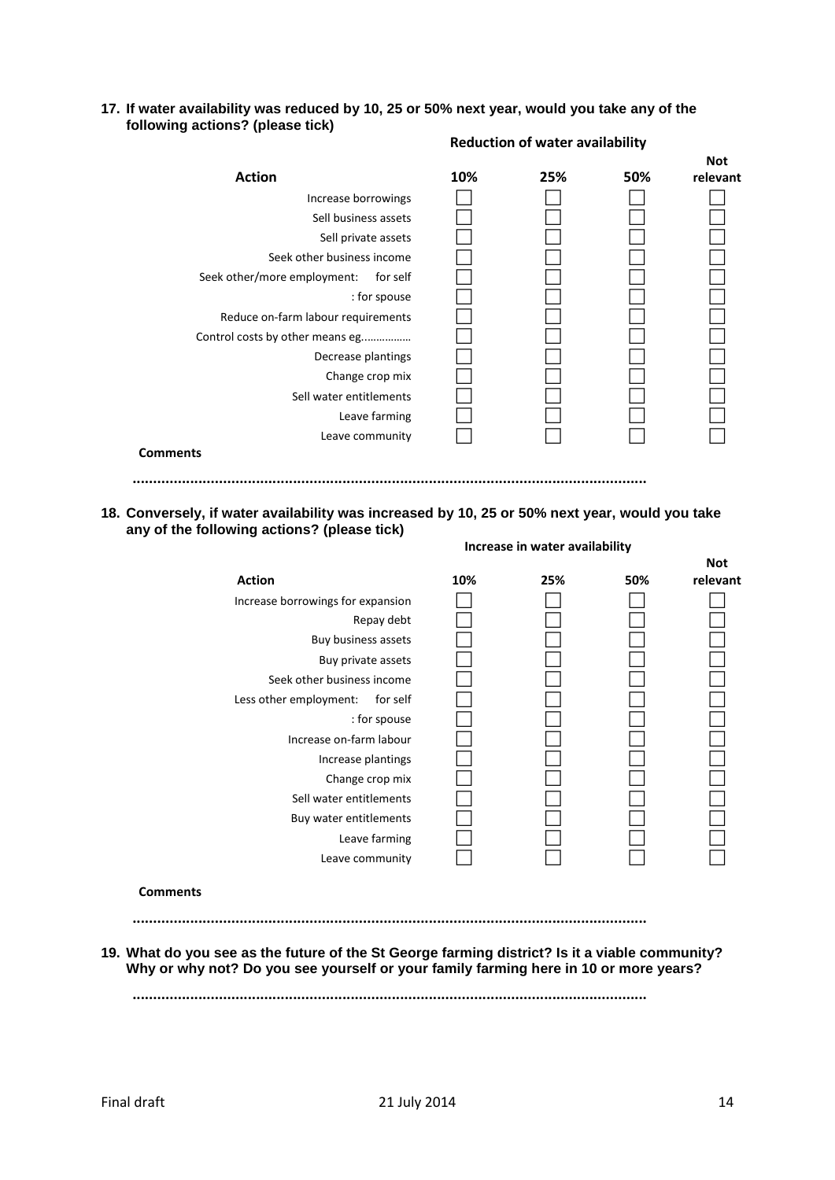17. **If water availability was reduced by 10, 25 or 50% next year, would you take any of the following actions? (please tick)**

| Action | Reduction of water availability | | | |
|---|---|---|---|---|
| | 10% | 25% | 50% | Not relevant |
| Increase borrowings | ☐ | ☐ | ☐ | ☐ |
| Sell business assets | ☐ | ☐ | ☐ | ☐ |
| Sell private assets | ☐ | ☐ | ☐ | ☐ |
| Seek other business income | ☐ | ☐ | ☐ | ☐ |
| Seek other/more employment: for self | ☐ | ☐ | ☐ | ☐ |
| : for spouse | ☐ | ☐ | ☐ | ☐ |
| Reduce on-farm labour requirements | ☐ | ☐ | ☐ | ☐ |
| Control costs by other means eg................ | ☐ | ☐ | ☐ | ☐ |
| Decrease plantings | ☐ | ☐ | ☐ | ☐ |
| Change crop mix | ☐ | ☐ | ☐ | ☐ |
| Sell water entitlements | ☐ | ☐ | ☐ | ☐ |
| Leave farming | ☐ | ☐ | ☐ | ☐ |
| Leave community | ☐ | ☐ | ☐ | ☐ |

**Comments**

..........................................................................................................................

18. **Conversely, if water availability was increased by 10, 25 or 50% next year, would you take any of the following actions? (please tick)**

| Action | Increase in water availability | | | |
|---|---|---|---|---|
| | 10% | 25% | 50% | Not relevant |
| Increase borrowings for expansion | ☐ | ☐ | ☐ | ☐ |
| Repay debt | ☐ | ☐ | ☐ | ☐ |
| Buy business assets | ☐ | ☐ | ☐ | ☐ |
| Buy private assets | ☐ | ☐ | ☐ | ☐ |
| Seek other business income | ☐ | ☐ | ☐ | ☐ |
| Less other employment: for self | ☐ | ☐ | ☐ | ☐ |
| : for spouse | ☐ | ☐ | ☐ | ☐ |
| Increase on-farm labour | ☐ | ☐ | ☐ | ☐ |
| Increase plantings | ☐ | ☐ | ☐ | ☐ |
| Change crop mix | ☐ | ☐ | ☐ | ☐ |
| Sell water entitlements | ☐ | ☐ | ☐ | ☐ |
| Buy water entitlements | ☐ | ☐ | ☐ | ☐ |
| Leave farming | ☐ | ☐ | ☐ | ☐ |
| Leave community | ☐ | ☐ | ☐ | ☐ |

**Comments**

..........................................................................................................................

19. **What do you see as the future of the St George farming district? Is it a viable community? Why or why not? Do you see yourself or your family farming here in 10 or more years?**

..........................................................................................................................